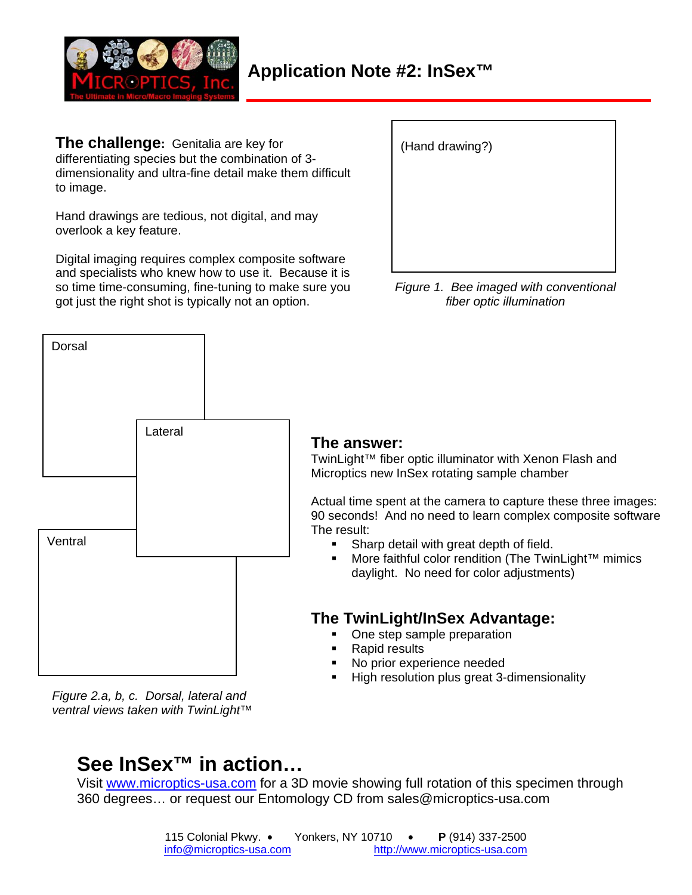# Application Note #2: InSex™

**The challenge:** Genitalia are key for differentiating species but the combination of 3-dimensionality and ultra-fine detail make them difficult to image.

Hand drawings are tedious, not digital, and may overlook a key feature.

Digital imaging requires complex composite software and specialists who knew how to use it. Because it is so time time-consuming, fine-tuning to make sure you got just the right shot is typically not an option.

(Hand drawing?)

*Figure 1. Bee imaged with conventional fiber optic illumination*

Dorsal

Lateral

Ventral

*Figure 2.a, b, c. Dorsal, lateral and ventral views taken with TwinLight™*

## The answer:

TwinLight™ fiber optic illuminator with Xenon Flash and Microptics new InSex rotating sample chamber

Actual time spent at the camera to capture these three images: 90 seconds! And no need to learn complex composite software

The result:

- Sharp detail with great depth of field.
- More faithful color rendition (The TwinLight™ mimics daylight. No need for color adjustments)

## The TwinLight/InSex Advantage:

- One step sample preparation
- Rapid results
- No prior experience needed
- High resolution plus great 3-dimensionality

## See InSex™ in action…

Visit [www.microptics-usa.com](http://www.microptics-usa.com) for a 3D movie showing full rotation of this specimen through 360 degrees… or request our Entomology CD from sales@microptics-usa.com

115 Colonial Pkwy. • Yonkers, NY 10710 • **P** (914) 337-2500
[info@microptics-usa.com](mailto:info@microptics-usa.com) [http://www.microptics-usa.com](http://www.microptics-usa.com)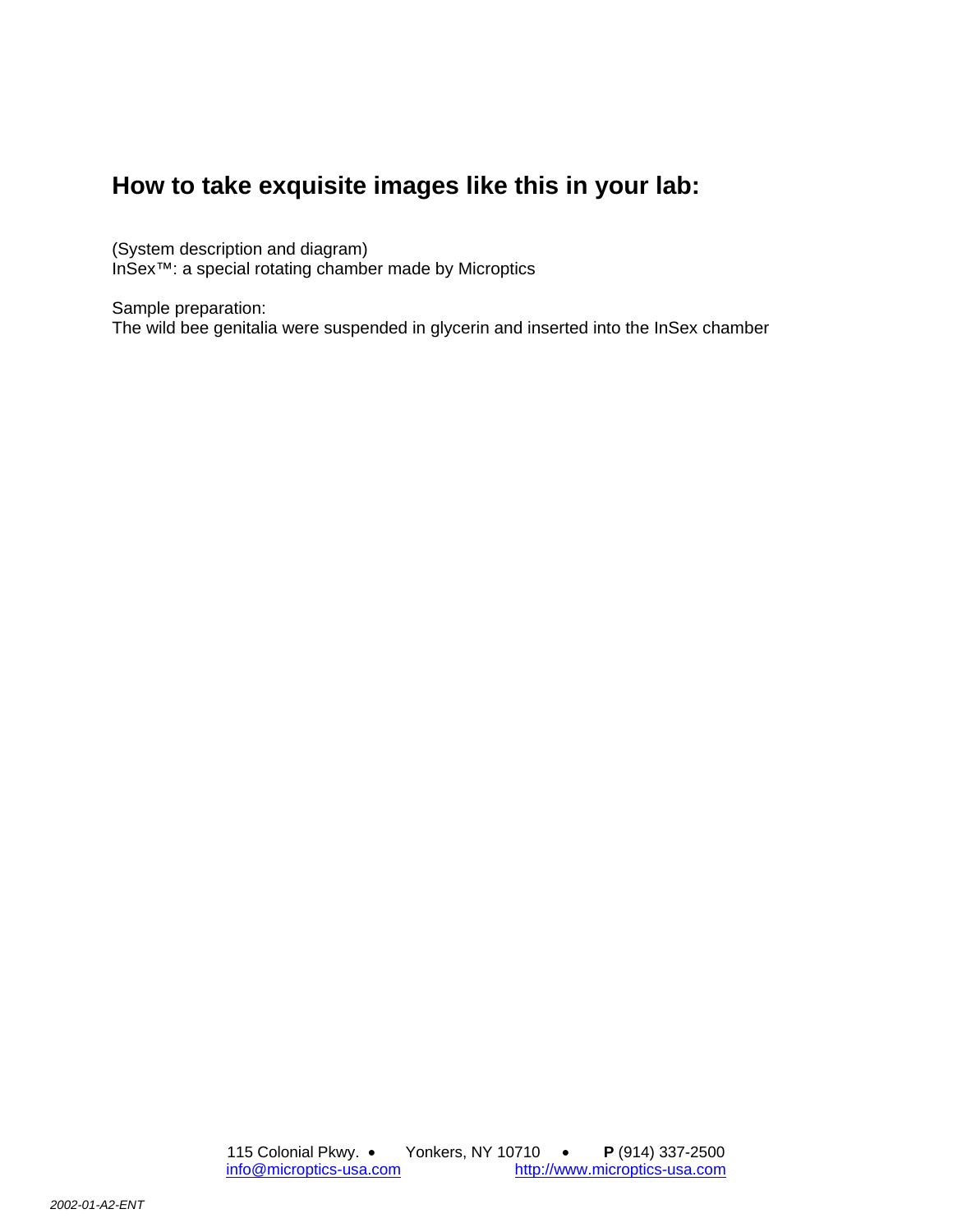## How to take exquisite images like this in your lab:

(System description and diagram)
InSex™: a special rotating chamber made by Microptics

Sample preparation:
The wild bee genitalia were suspended in glycerin and inserted into the InSex chamber

115 Colonial Pkwy. • Yonkers, NY 10710 • **P** (914) 337-2500
info@microptics-usa.com http://www.microptics-usa.com

*2002-01-A2-ENT*